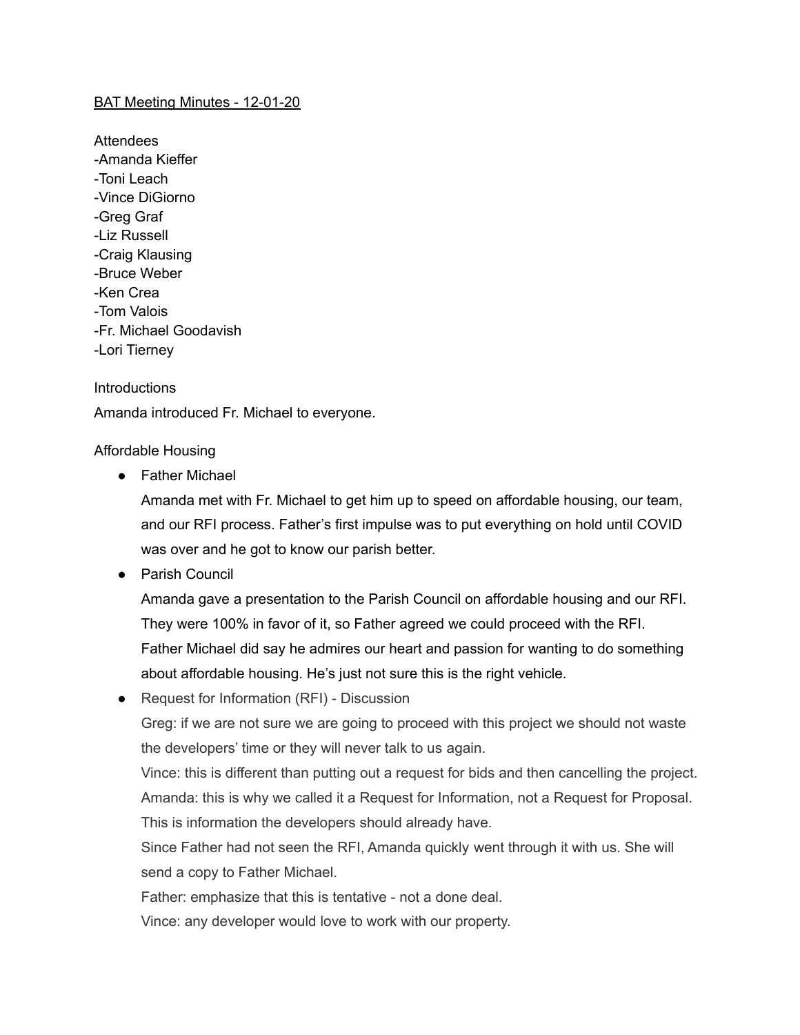BAT Meeting Minutes - 12-01-20

Attendees
-Amanda Kieffer
-Toni Leach
-Vince DiGiorno
-Greg Graf
-Liz Russell
-Craig Klausing
-Bruce Weber
-Ken Crea
-Tom Valois
-Fr. Michael Goodavish
-Lori Tierney

Introductions

Amanda introduced Fr. Michael to everyone.

Affordable Housing

- Father Michael

  Amanda met with Fr. Michael to get him up to speed on affordable housing, our team, and our RFI process. Father's first impulse was to put everything on hold until COVID was over and he got to know our parish better.

- Parish Council

  Amanda gave a presentation to the Parish Council on affordable housing and our RFI. They were 100% in favor of it, so Father agreed we could proceed with the RFI. Father Michael did say he admires our heart and passion for wanting to do something about affordable housing. He's just not sure this is the right vehicle.

- Request for Information (RFI) - Discussion

  Greg: if we are not sure we are going to proceed with this project we should not waste the developers' time or they will never talk to us again.

  Vince: this is different than putting out a request for bids and then cancelling the project.

  Amanda: this is why we called it a Request for Information, not a Request for Proposal. This is information the developers should already have.

  Since Father had not seen the RFI, Amanda quickly went through it with us. She will send a copy to Father Michael.

  Father: emphasize that this is tentative - not a done deal.

  Vince: any developer would love to work with our property.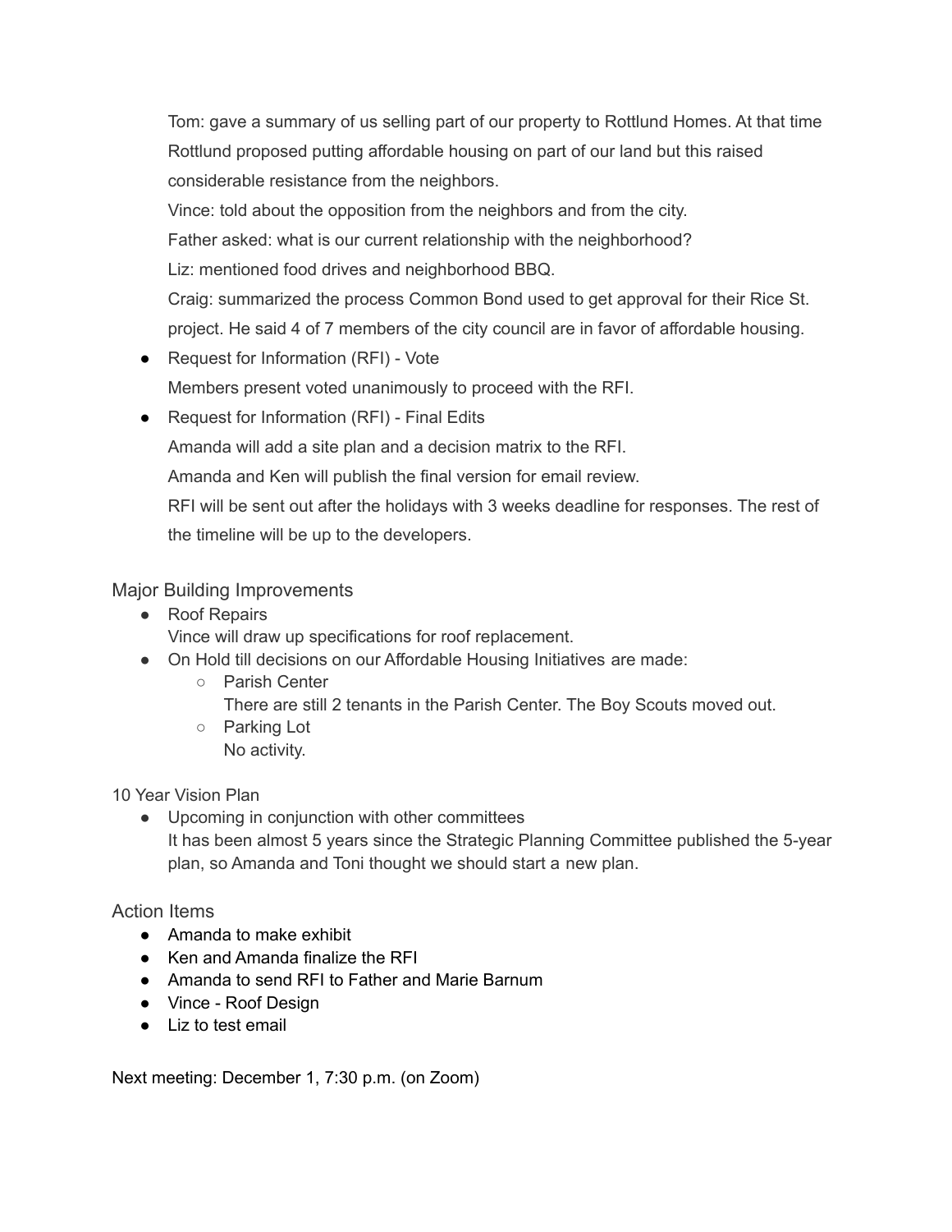Tom: gave a summary of us selling part of our property to Rottlund Homes. At that time Rottlund proposed putting affordable housing on part of our land but this raised considerable resistance from the neighbors.

Vince: told about the opposition from the neighbors and from the city.

Father asked: what is our current relationship with the neighborhood?

Liz: mentioned food drives and neighborhood BBQ.

Craig: summarized the process Common Bond used to get approval for their Rice St. project. He said 4 of 7 members of the city council are in favor of affordable housing.

- Request for Information (RFI) - Vote
  Members present voted unanimously to proceed with the RFI.
- Request for Information (RFI) - Final Edits
  Amanda will add a site plan and a decision matrix to the RFI.
  Amanda and Ken will publish the final version for email review.
  RFI will be sent out after the holidays with 3 weeks deadline for responses. The rest of the timeline will be up to the developers.

## Major Building Improvements

- Roof Repairs
  Vince will draw up specifications for roof replacement.
- On Hold till decisions on our Affordable Housing Initiatives are made:
  - Parish Center
    There are still 2 tenants in the Parish Center. The Boy Scouts moved out.
  - Parking Lot
    No activity.

## 10 Year Vision Plan

- Upcoming in conjunction with other committees
  It has been almost 5 years since the Strategic Planning Committee published the 5-year plan, so Amanda and Toni thought we should start a new plan.

## Action Items

- Amanda to make exhibit
- Ken and Amanda finalize the RFI
- Amanda to send RFI to Father and Marie Barnum
- Vince - Roof Design
- Liz to test email

Next meeting: December 1, 7:30 p.m. (on Zoom)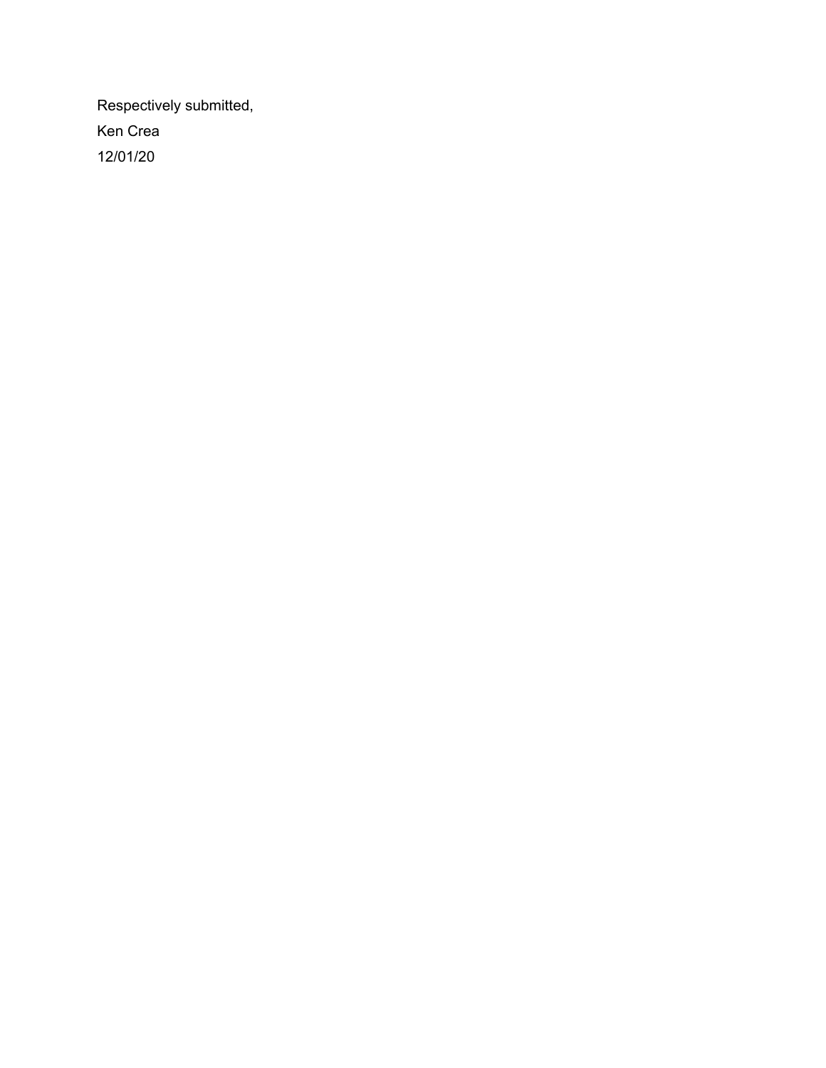Respectively submitted,

Ken Crea

12/01/20